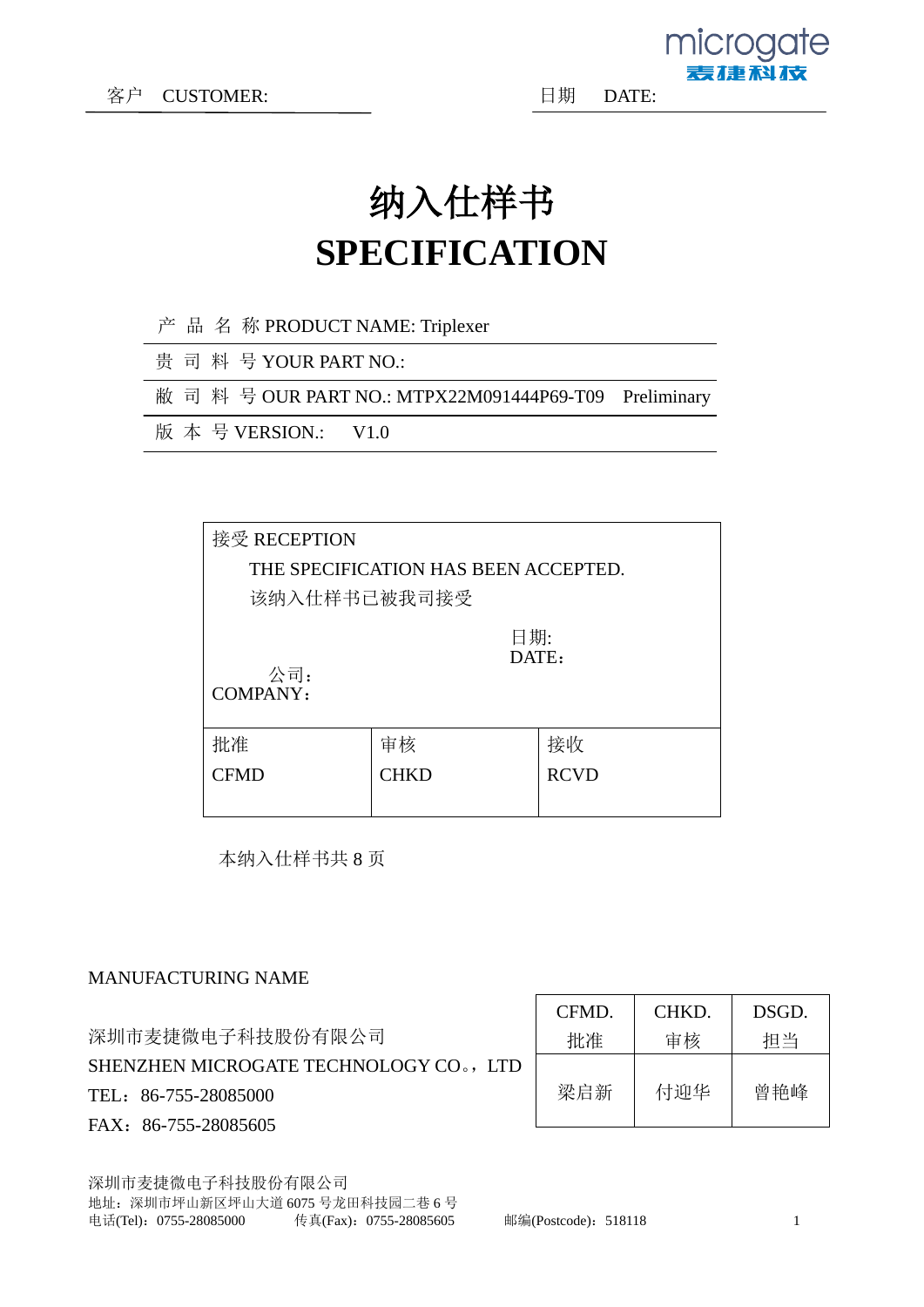microgate
麦捷科技

客户　CUSTOMER:　　　　　　　　　　　　　　　　　　日期　 DATE:

# 纳入仕样书
# SPECIFICATION

产 品 名 称 PRODUCT NAME: Triplexer

贵 司 料 号 YOUR PART NO.:

敝 司 料 号 OUR PART NO.: MTPX22M091444P69-T09　Preliminary

版 本 号 VERSION.:　 V1.0

| 接受 RECEPTION<br>THE SPECIFICATION HAS BEEN ACCEPTED.<br>该纳入仕样书已被我司接受<br><br>日期:<br>DATE：<br><br>公司：<br>COMPANY： | | |
|---|---|---|
| 批准<br>CFMD | 审核<br>CHKD | 接收<br>RCVD |

本纳入仕样书共 8 页

MANUFACTURING NAME

深圳市麦捷微电子科技股份有限公司
SHENZHEN MICROGATE TECHNOLOGY CO。，LTD
TEL：86-755-28085000
FAX：86-755-28085605

| CFMD.<br>批准 | CHKD.<br>审核 | DSGD.<br>担当 |
|---|---|---|
| 梁启新 | 付迎华 | 曾艳峰 |

深圳市麦捷微电子科技股份有限公司
地址：深圳市坪山新区坪山大道 6075 号龙田科技园二巷 6 号
电话(Tel)：0755-28085000　　传真(Fax)：0755-28085605　　邮编(Postcode)：518118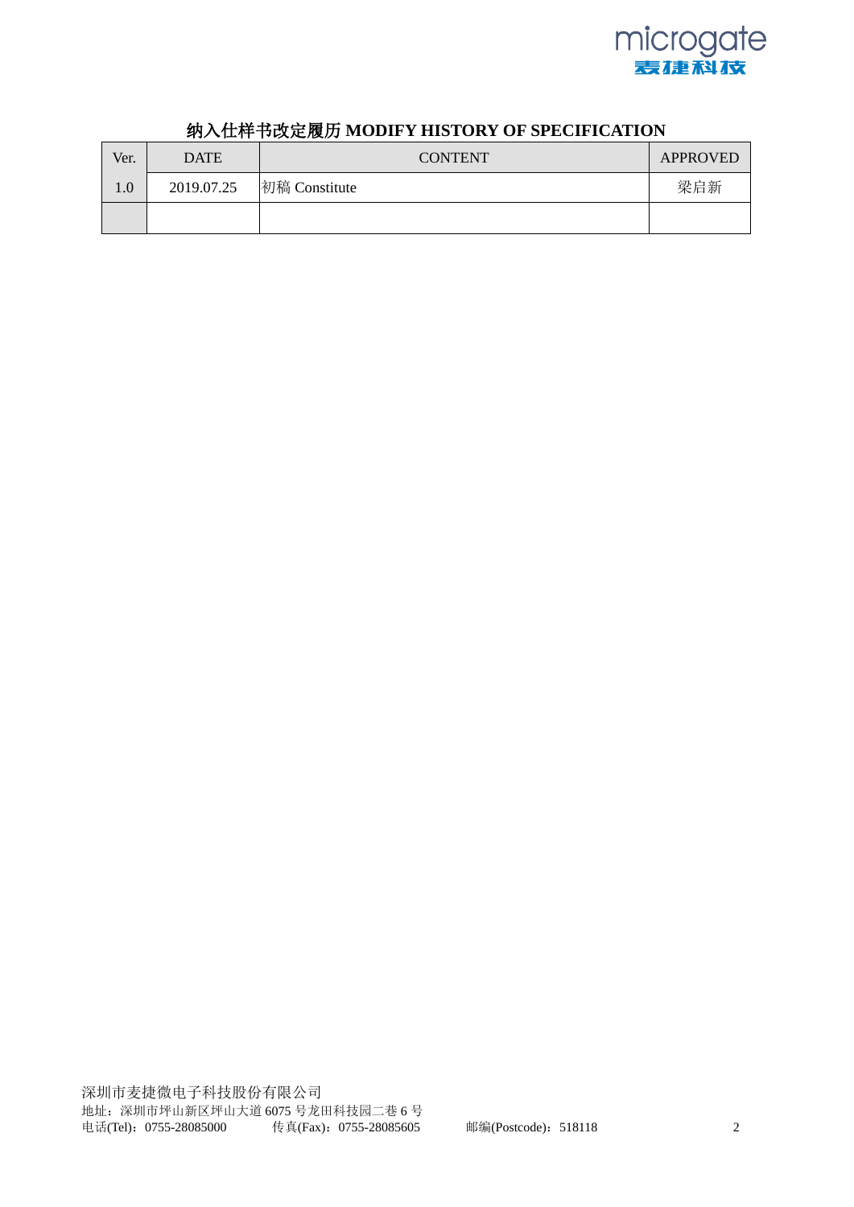## 纳入仕样书改定履历 MODIFY HISTORY OF SPECIFICATION

| Ver. | DATE | CONTENT | APPROVED |
|---|---|---|---|
| 1.0 | 2019.07.25 | 初稿 Constitute | 梁启新 |
| | | | |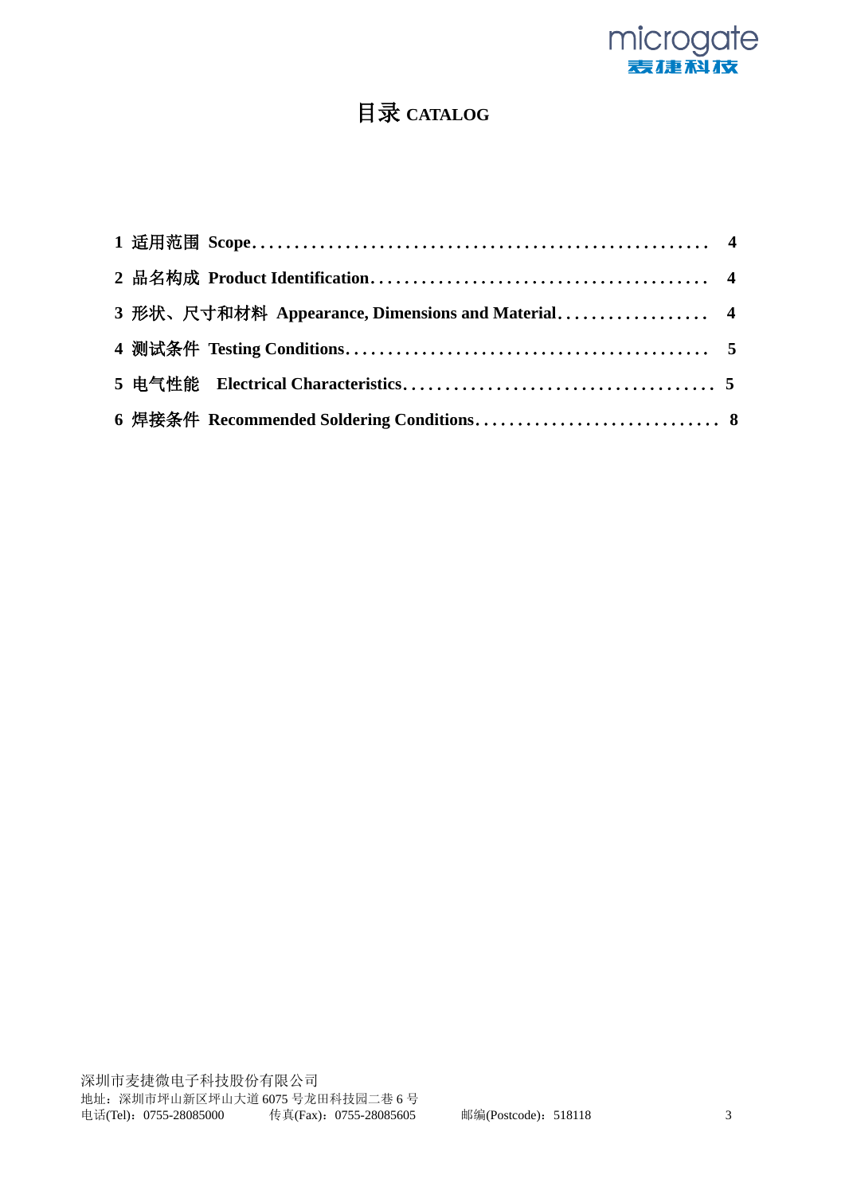# 目录 CATALOG

**1 适用范围 Scope** .................................................... **4**

**2 品名构成 Product Identification** ........................................ **4**

**3 形状、尺寸和材料 Appearance, Dimensions and Material** .................. **4**

**4 测试条件 Testing Conditions** ........................................... **5**

**5 电气性能 Electrical Characteristics** .................................... **5**

**6 焊接条件 Recommended Soldering Conditions** ............................ **8**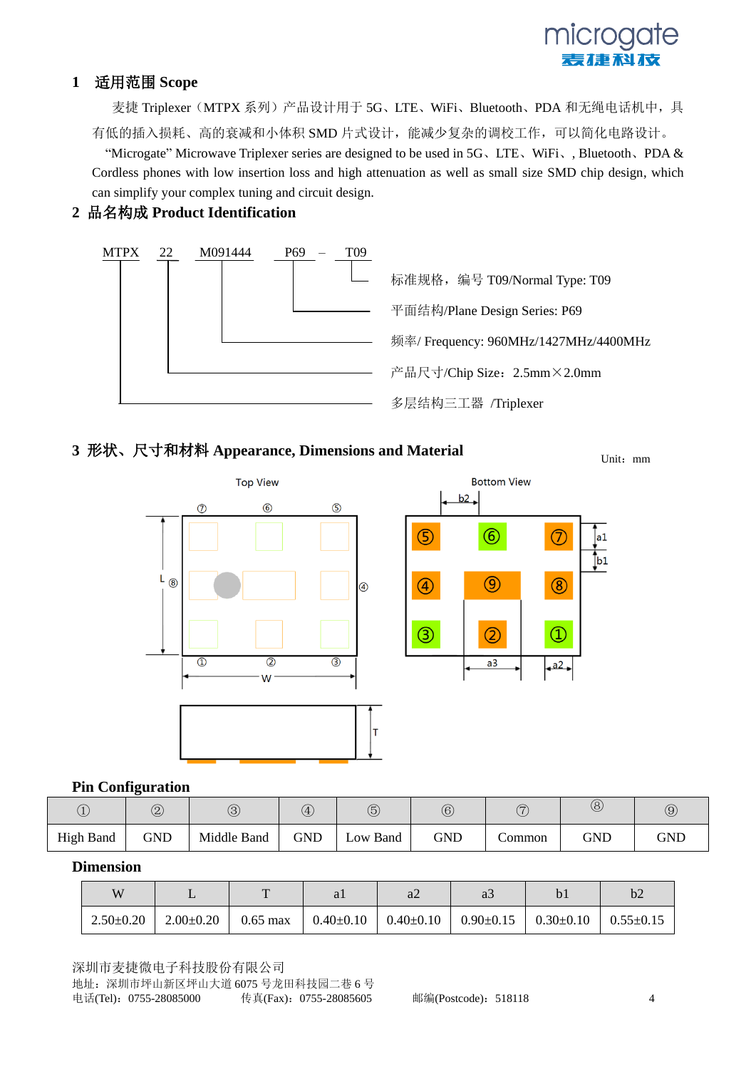## 1 适用范围 Scope

麦捷 Triplexer（MTPX 系列）产品设计用于 5G、LTE、WiFi、Bluetooth、PDA 和无绳电话机中，具有低的插入损耗、高的衰减和小体积 SMD 片式设计，能减少复杂的调校工作，可以简化电路设计。

"Microgate" Microwave Triplexer series are designed to be used in 5G、LTE、WiFi、, Bluetooth、PDA & Cordless phones with low insertion loss and high attenuation as well as small size SMD chip design, which can simplify your complex tuning and circuit design.

## 2 品名构成 Product Identification

MTPX 22 M091444 P69 – T09

- T09: 标准规格，编号 T09/Normal Type: T09
- P69: 平面结构/Plane Design Series: P69
- M091444: 频率/ Frequency: 960MHz/1427MHz/4400MHz
- 22: 产品尺寸/Chip Size：2.5mm×2.0mm
- MTPX: 多层结构三工器 /Triplexer

## 3 形状、尺寸和材料 Appearance, Dimensions and Material

Unit：mm

Top View

Bottom View

### Pin Configuration

| ① | ② | ③ | ④ | ⑤ | ⑥ | ⑦ | ⑧ | ⑨ |
|---|---|---|---|---|---|---|---|---|
| High Band | GND | Middle Band | GND | Low Band | GND | Common | GND | GND |

### Dimension

| W | L | T | a1 | a2 | a3 | b1 | b2 |
|---|---|---|---|---|---|---|---|
| 2.50±0.20 | 2.00±0.20 | 0.65 max | 0.40±0.10 | 0.40±0.10 | 0.90±0.15 | 0.30±0.10 | 0.55±0.15 |

深圳市麦捷微电子科技股份有限公司
地址：深圳市坪山新区坪山大道 6075 号龙田科技园二巷 6 号
电话(Tel)：0755-28085000 传真(Fax)：0755-28085605 邮编(Postcode)：518118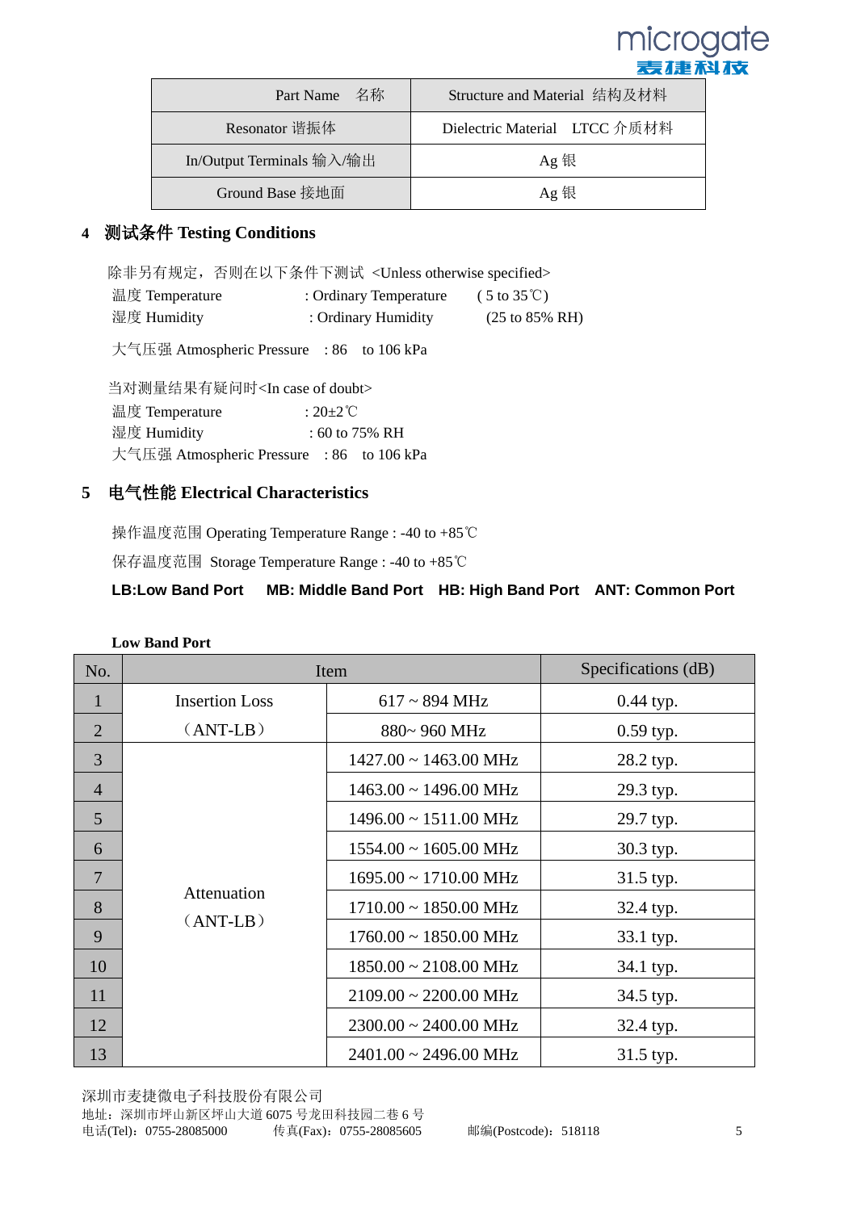| Part Name 名称 | Structure and Material 结构及材料 |
|---|---|
| Resonator 谐振体 | Dielectric Material LTCC 介质材料 |
| In/Output Terminals 输入/输出 | Ag 银 |
| Ground Base 接地面 | Ag 银 |

## 4 测试条件 Testing Conditions

除非另有规定，否则在以下条件下测试 <Unless otherwise specified>

温度 Temperature : Ordinary Temperature ( 5 to 35℃)

湿度 Humidity : Ordinary Humidity (25 to 85% RH)

大气压强 Atmospheric Pressure : 86 to 106 kPa

当对测量结果有疑问时<In case of doubt>

温度 Temperature : 20±2℃

湿度 Humidity : 60 to 75% RH

大气压强 Atmospheric Pressure : 86 to 106 kPa

## 5 电气性能 Electrical Characteristics

操作温度范围 Operating Temperature Range : -40 to +85℃

保存温度范围 Storage Temperature Range : -40 to +85℃

**LB:Low Band Port MB: Middle Band Port HB: High Band Port ANT: Common Port**

**Low Band Port**

| No. | Item | | Specifications (dB) |
|---|---|---|---|
| 1 | Insertion Loss （ANT-LB） | 617 ~ 894 MHz | 0.44 typ. |
| 2 | | 880~ 960 MHz | 0.59 typ. |
| 3 | Attenuation （ANT-LB） | 1427.00 ~ 1463.00 MHz | 28.2 typ. |
| 4 | | 1463.00 ~ 1496.00 MHz | 29.3 typ. |
| 5 | | 1496.00 ~ 1511.00 MHz | 29.7 typ. |
| 6 | | 1554.00 ~ 1605.00 MHz | 30.3 typ. |
| 7 | | 1695.00 ~ 1710.00 MHz | 31.5 typ. |
| 8 | | 1710.00 ~ 1850.00 MHz | 32.4 typ. |
| 9 | | 1760.00 ~ 1850.00 MHz | 33.1 typ. |
| 10 | | 1850.00 ~ 2108.00 MHz | 34.1 typ. |
| 11 | | 2109.00 ~ 2200.00 MHz | 34.5 typ. |
| 12 | | 2300.00 ~ 2400.00 MHz | 32.4 typ. |
| 13 | | 2401.00 ~ 2496.00 MHz | 31.5 typ. |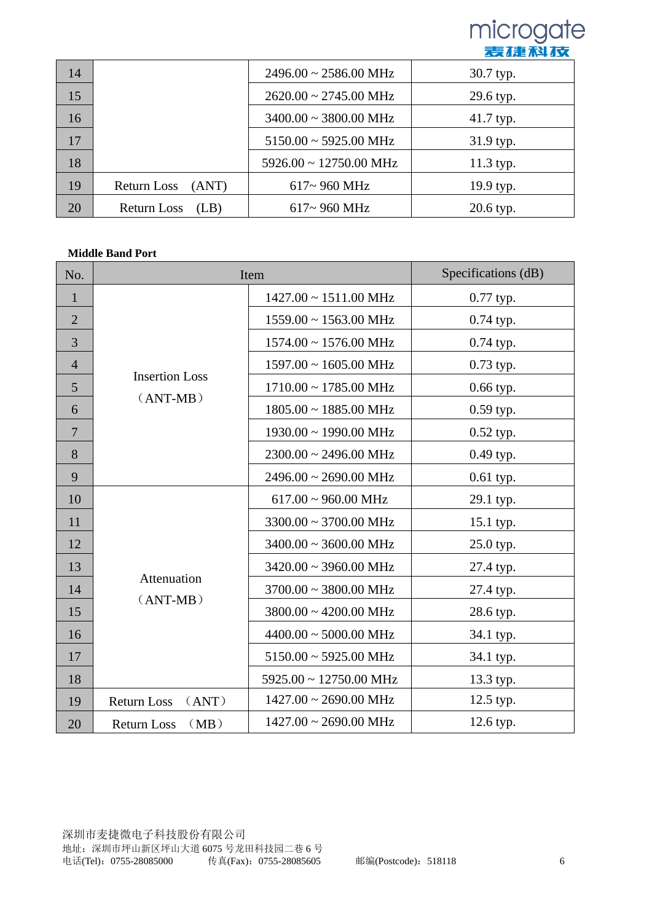| 14 | | 2496.00 ~ 2586.00 MHz | 30.7 typ. |
|---|---|---|---|
| 15 | | 2620.00 ~ 2745.00 MHz | 29.6 typ. |
| 16 | | 3400.00 ~ 3800.00 MHz | 41.7 typ. |
| 17 | | 5150.00 ~ 5925.00 MHz | 31.9 typ. |
| 18 | | 5926.00 ~ 12750.00 MHz | 11.3 typ. |
| 19 | Return Loss (ANT) | 617~ 960 MHz | 19.9 typ. |
| 20 | Return Loss (LB) | 617~ 960 MHz | 20.6 typ. |

**Middle Band Port**

| No. | Item | | Specifications (dB) |
|---|---|---|---|
| 1 | Insertion Loss（ANT-MB） | 1427.00 ~ 1511.00 MHz | 0.77 typ. |
| 2 | | 1559.00 ~ 1563.00 MHz | 0.74 typ. |
| 3 | | 1574.00 ~ 1576.00 MHz | 0.74 typ. |
| 4 | | 1597.00 ~ 1605.00 MHz | 0.73 typ. |
| 5 | | 1710.00 ~ 1785.00 MHz | 0.66 typ. |
| 6 | | 1805.00 ~ 1885.00 MHz | 0.59 typ. |
| 7 | | 1930.00 ~ 1990.00 MHz | 0.52 typ. |
| 8 | | 2300.00 ~ 2496.00 MHz | 0.49 typ. |
| 9 | | 2496.00 ~ 2690.00 MHz | 0.61 typ. |
| 10 | Attenuation（ANT-MB） | 617.00 ~ 960.00 MHz | 29.1 typ. |
| 11 | | 3300.00 ~ 3700.00 MHz | 15.1 typ. |
| 12 | | 3400.00 ~ 3600.00 MHz | 25.0 typ. |
| 13 | | 3420.00 ~ 3960.00 MHz | 27.4 typ. |
| 14 | | 3700.00 ~ 3800.00 MHz | 27.4 typ. |
| 15 | | 3800.00 ~ 4200.00 MHz | 28.6 typ. |
| 16 | | 4400.00 ~ 5000.00 MHz | 34.1 typ. |
| 17 | | 5150.00 ~ 5925.00 MHz | 34.1 typ. |
| 18 | | 5925.00 ~ 12750.00 MHz | 13.3 typ. |
| 19 | Return Loss （ANT） | 1427.00 ~ 2690.00 MHz | 12.5 typ. |
| 20 | Return Loss （MB） | 1427.00 ~ 2690.00 MHz | 12.6 typ. |

深圳市麦捷微电子科技股份有限公司
地址：深圳市坪山新区坪山大道 6075 号龙田科技园二巷 6 号
电话(Tel)：0755-28085000 传真(Fax)：0755-28085605 邮编(Postcode)：518118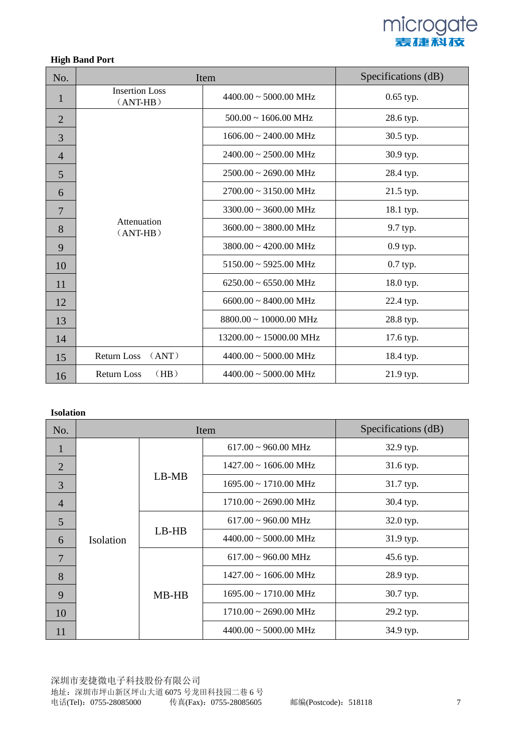**High Band Port**

| No. | Item | | Specifications (dB) |
|---|---|---|---|
| 1 | Insertion Loss （ANT-HB） | 4400.00 ~ 5000.00 MHz | 0.65 typ. |
| 2 | Attenuation （ANT-HB） | 500.00 ~ 1606.00 MHz | 28.6 typ. |
| 3 | | 1606.00 ~ 2400.00 MHz | 30.5 typ. |
| 4 | | 2400.00 ~ 2500.00 MHz | 30.9 typ. |
| 5 | | 2500.00 ~ 2690.00 MHz | 28.4 typ. |
| 6 | | 2700.00 ~ 3150.00 MHz | 21.5 typ. |
| 7 | | 3300.00 ~ 3600.00 MHz | 18.1 typ. |
| 8 | | 3600.00 ~ 3800.00 MHz | 9.7 typ. |
| 9 | | 3800.00 ~ 4200.00 MHz | 0.9 typ. |
| 10 | | 5150.00 ~ 5925.00 MHz | 0.7 typ. |
| 11 | | 6250.00 ~ 6550.00 MHz | 18.0 typ. |
| 12 | | 6600.00 ~ 8400.00 MHz | 22.4 typ. |
| 13 | | 8800.00 ~ 10000.00 MHz | 28.8 typ. |
| 14 | | 13200.00 ~ 15000.00 MHz | 17.6 typ. |
| 15 | Return Loss （ANT） | 4400.00 ~ 5000.00 MHz | 18.4 typ. |
| 16 | Return Loss （HB） | 4400.00 ~ 5000.00 MHz | 21.9 typ. |

**Isolation**

| No. | Item | | | Specifications (dB) |
|---|---|---|---|---|
| 1 | Isolation | LB-MB | 617.00 ~ 960.00 MHz | 32.9 typ. |
| 2 | | | 1427.00 ~ 1606.00 MHz | 31.6 typ. |
| 3 | | | 1695.00 ~ 1710.00 MHz | 31.7 typ. |
| 4 | | | 1710.00 ~ 2690.00 MHz | 30.4 typ. |
| 5 | | LB-HB | 617.00 ~ 960.00 MHz | 32.0 typ. |
| 6 | | | 4400.00 ~ 5000.00 MHz | 31.9 typ. |
| 7 | | MB-HB | 617.00 ~ 960.00 MHz | 45.6 typ. |
| 8 | | | 1427.00 ~ 1606.00 MHz | 28.9 typ. |
| 9 | | | 1695.00 ~ 1710.00 MHz | 30.7 typ. |
| 10 | | | 1710.00 ~ 2690.00 MHz | 29.2 typ. |
| 11 | | | 4400.00 ~ 5000.00 MHz | 34.9 typ. |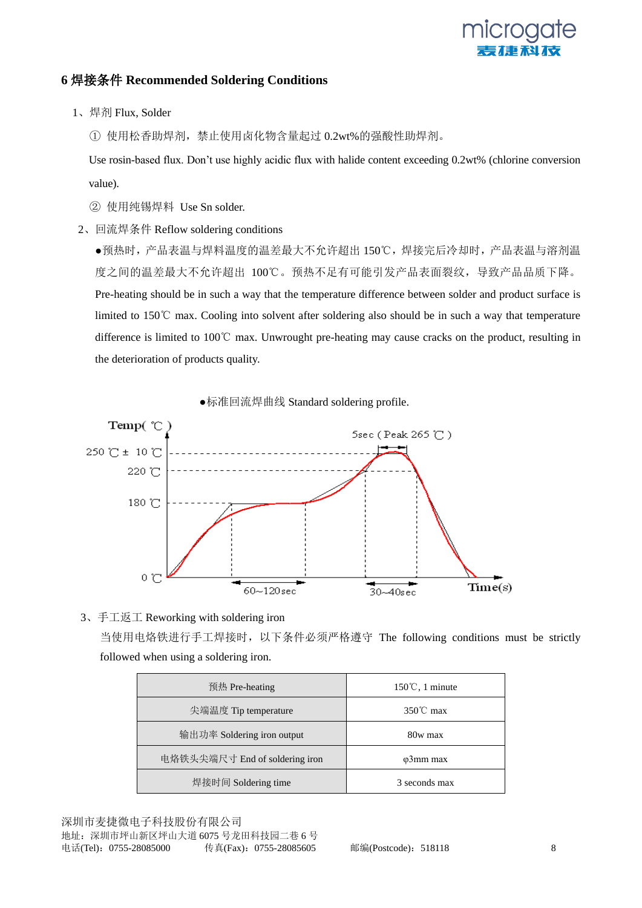## 6 焊接条件 Recommended Soldering Conditions

1、焊剂 Flux, Solder

① 使用松香助焊剂，禁止使用卤化物含量起过 0.2wt%的强酸性助焊剂。

Use rosin-based flux. Don't use highly acidic flux with halide content exceeding 0.2wt% (chlorine conversion value).

② 使用纯锡焊料 Use Sn solder.

2、回流焊条件 Reflow soldering conditions

●预热时，产品表温与焊料温度的温差最大不允许超出 150℃，焊接完后冷却时，产品表温与溶剂温度之间的温差最大不允许超出 100℃。预热不足有可能引发产品表面裂纹，导致产品品质下降。

Pre-heating should be in such a way that the temperature difference between solder and product surface is limited to 150℃ max. Cooling into solvent after soldering also should be in such a way that temperature difference is limited to 100℃ max. Unwrought pre-heating may cause cracks on the product, resulting in the deterioration of products quality.

●标准回流焊曲线 Standard soldering profile.

Temp( ℃ )

5sec ( Peak 265 ℃ )

250 ℃ ± 10 ℃

220 ℃

180 ℃

0 ℃

60~120sec

30~40sec

Time(s)

3、手工返工 Reworking with soldering iron

当使用电烙铁进行手工焊接时，以下条件必须严格遵守 The following conditions must be strictly followed when using a soldering iron.

| | |
|---|---|
| 预热 Pre-heating | 150℃, 1 minute |
| 尖端温度 Tip temperature | 350℃ max |
| 输出功率 Soldering iron output | 80w max |
| 电烙铁头尖端尺寸 End of soldering iron | φ3mm max |
| 焊接时间 Soldering time | 3 seconds max |

深圳市麦捷微电子科技股份有限公司
地址：深圳市坪山新区坪山大道 6075 号龙田科技园二巷 6 号
电话(Tel)：0755-28085000　　传真(Fax)：0755-28085605　　邮编(Postcode)：518118